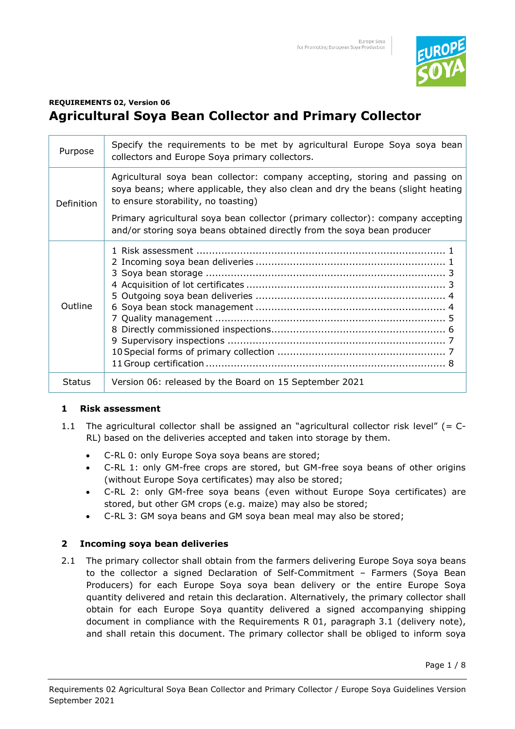**REQUIREMENTS 02, Version 06**

# Agricultural Soya Bean Collector and Primary Collector

| | |
|---|---|
| Purpose | Specify the requirements to be met by agricultural Europe Soya soya bean collectors and Europe Soya primary collectors. |
| Definition | Agricultural soya bean collector: company accepting, storing and passing on soya beans; where applicable, they also clean and dry the beans (slight heating to ensure storability, no toasting)<br><br>Primary agricultural soya bean collector (primary collector): company accepting and/or storing soya beans obtained directly from the soya bean producer |
| Outline | 1 Risk assessment ..... 1<br>2 Incoming soya bean deliveries ..... 1<br>3 Soya bean storage ..... 3<br>4 Acquisition of lot certificates ..... 3<br>5 Outgoing soya bean deliveries ..... 4<br>6 Soya bean stock management ..... 4<br>7 Quality management ..... 5<br>8 Directly commissioned inspections ..... 6<br>9 Supervisory inspections ..... 7<br>10 Special forms of primary collection ..... 7<br>11 Group certification ..... 8 |
| Status | Version 06: released by the Board on 15 September 2021 |

## 1 Risk assessment

1.1 The agricultural collector shall be assigned an "agricultural collector risk level" (= C-RL) based on the deliveries accepted and taken into storage by them.

- C-RL 0: only Europe Soya soya beans are stored;
- C-RL 1: only GM-free crops are stored, but GM-free soya beans of other origins (without Europe Soya certificates) may also be stored;
- C-RL 2: only GM-free soya beans (even without Europe Soya certificates) are stored, but other GM crops (e.g. maize) may also be stored;
- C-RL 3: GM soya beans and GM soya bean meal may also be stored;

## 2 Incoming soya bean deliveries

2.1 The primary collector shall obtain from the farmers delivering Europe Soya soya beans to the collector a signed Declaration of Self-Commitment – Farmers (Soya Bean Producers) for each Europe Soya soya bean delivery or the entire Europe Soya quantity delivered and retain this declaration. Alternatively, the primary collector shall obtain for each Europe Soya quantity delivered a signed accompanying shipping document in compliance with the Requirements R 01, paragraph 3.1 (delivery note), and shall retain this document. The primary collector shall be obliged to inform soya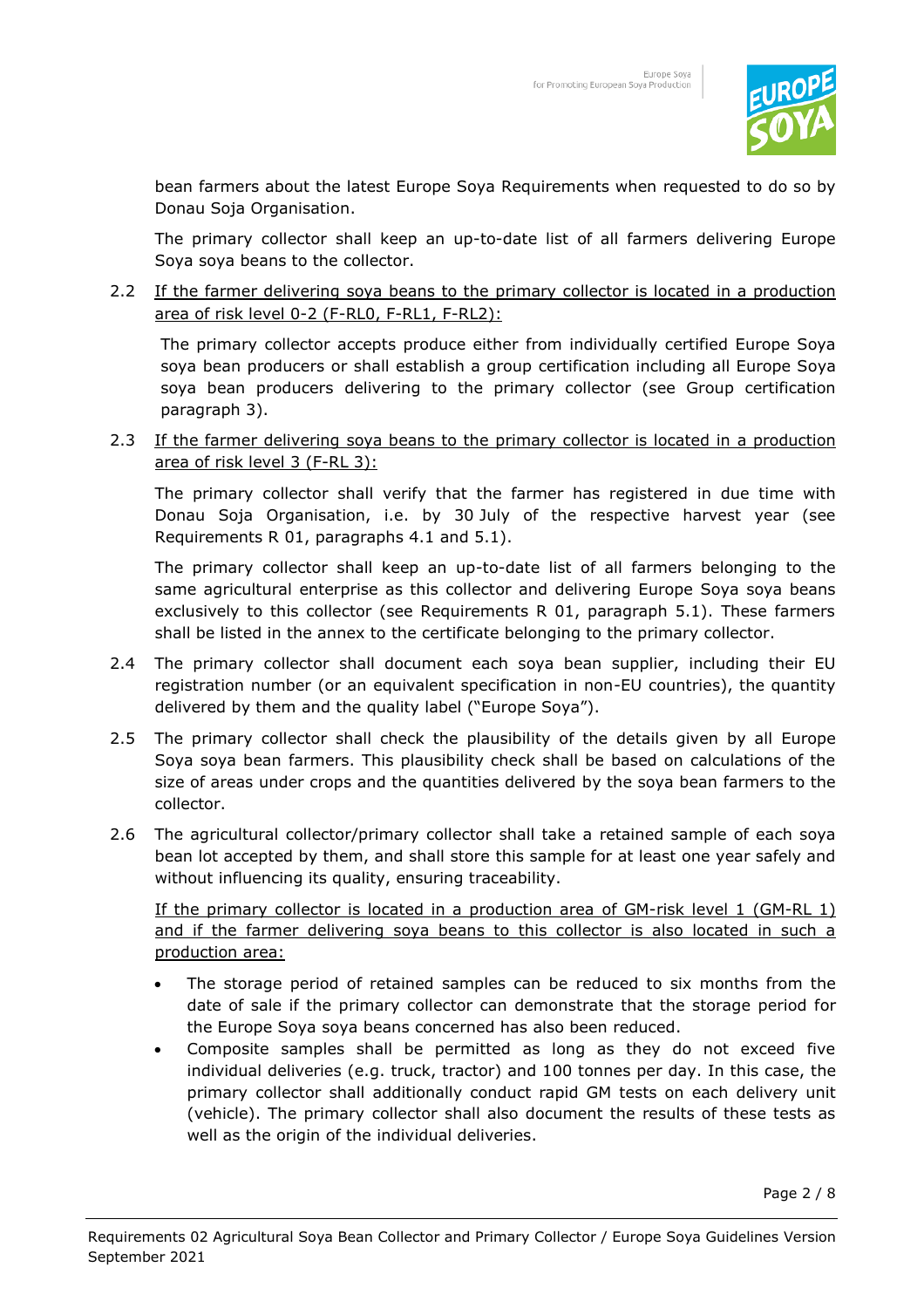bean farmers about the latest Europe Soya Requirements when requested to do so by Donau Soja Organisation.

The primary collector shall keep an up-to-date list of all farmers delivering Europe Soya soya beans to the collector.

2.2 <u>If the farmer delivering soya beans to the primary collector is located in a production area of risk level 0-2 (F-RL0, F-RL1, F-RL2):</u>

The primary collector accepts produce either from individually certified Europe Soya soya bean producers or shall establish a group certification including all Europe Soya soya bean producers delivering to the primary collector (see Group certification paragraph 3).

2.3 <u>If the farmer delivering soya beans to the primary collector is located in a production area of risk level 3 (F-RL 3):</u>

The primary collector shall verify that the farmer has registered in due time with Donau Soja Organisation, i.e. by 30 July of the respective harvest year (see Requirements R 01, paragraphs 4.1 and 5.1).

The primary collector shall keep an up-to-date list of all farmers belonging to the same agricultural enterprise as this collector and delivering Europe Soya soya beans exclusively to this collector (see Requirements R 01, paragraph 5.1). These farmers shall be listed in the annex to the certificate belonging to the primary collector.

2.4 The primary collector shall document each soya bean supplier, including their EU registration number (or an equivalent specification in non-EU countries), the quantity delivered by them and the quality label ("Europe Soya").

2.5 The primary collector shall check the plausibility of the details given by all Europe Soya soya bean farmers. This plausibility check shall be based on calculations of the size of areas under crops and the quantities delivered by the soya bean farmers to the collector.

2.6 The agricultural collector/primary collector shall take a retained sample of each soya bean lot accepted by them, and shall store this sample for at least one year safely and without influencing its quality, ensuring traceability.

<u>If the primary collector is located in a production area of GM-risk level 1 (GM-RL 1) and if the farmer delivering soya beans to this collector is also located in such a production area:</u>

- The storage period of retained samples can be reduced to six months from the date of sale if the primary collector can demonstrate that the storage period for the Europe Soya soya beans concerned has also been reduced.
- Composite samples shall be permitted as long as they do not exceed five individual deliveries (e.g. truck, tractor) and 100 tonnes per day. In this case, the primary collector shall additionally conduct rapid GM tests on each delivery unit (vehicle). The primary collector shall also document the results of these tests as well as the origin of the individual deliveries.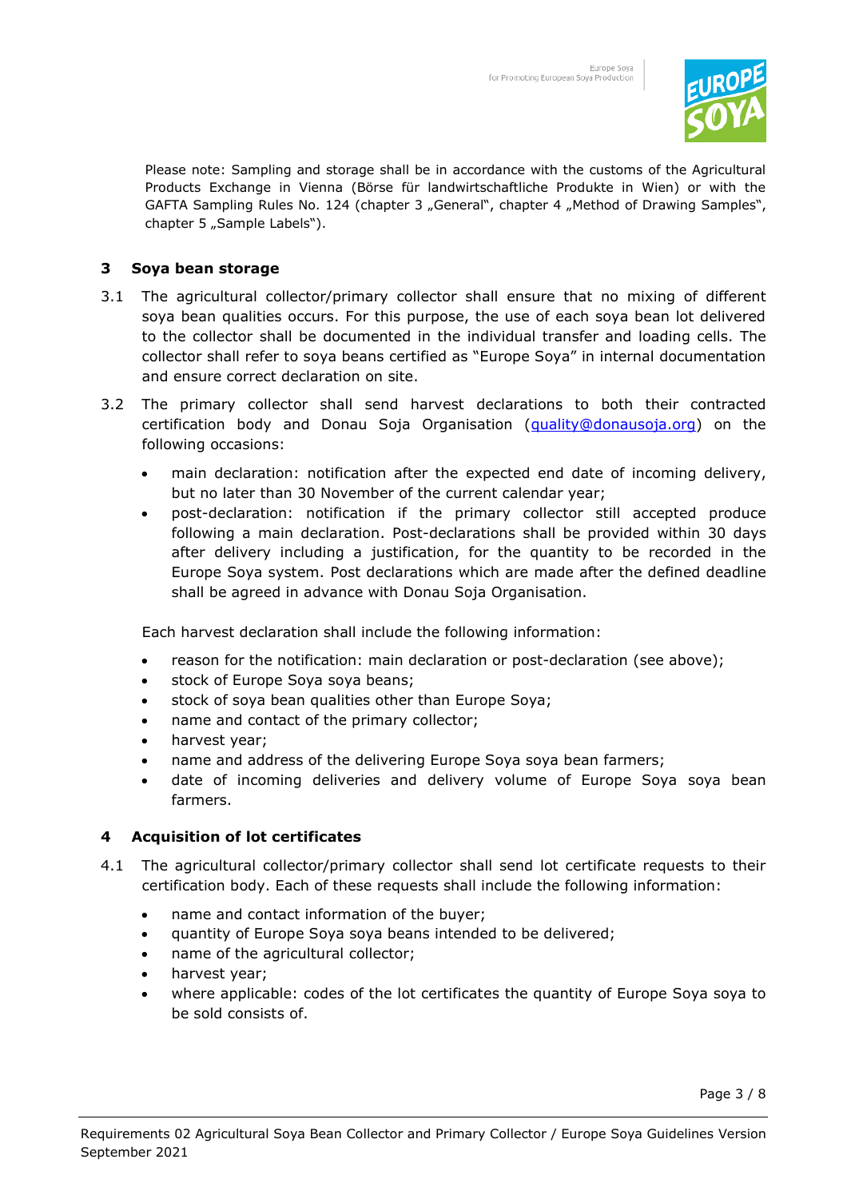Please note: Sampling and storage shall be in accordance with the customs of the Agricultural Products Exchange in Vienna (Börse für landwirtschaftliche Produkte in Wien) or with the GAFTA Sampling Rules No. 124 (chapter 3 „General", chapter 4 „Method of Drawing Samples", chapter 5 „Sample Labels").

## 3 Soya bean storage

3.1 The agricultural collector/primary collector shall ensure that no mixing of different soya bean qualities occurs. For this purpose, the use of each soya bean lot delivered to the collector shall be documented in the individual transfer and loading cells. The collector shall refer to soya beans certified as "Europe Soya" in internal documentation and ensure correct declaration on site.

3.2 The primary collector shall send harvest declarations to both their contracted certification body and Donau Soja Organisation (quality@donausoja.org) on the following occasions:

- main declaration: notification after the expected end date of incoming delivery, but no later than 30 November of the current calendar year;
- post-declaration: notification if the primary collector still accepted produce following a main declaration. Post-declarations shall be provided within 30 days after delivery including a justification, for the quantity to be recorded in the Europe Soya system. Post declarations which are made after the defined deadline shall be agreed in advance with Donau Soja Organisation.

Each harvest declaration shall include the following information:

- reason for the notification: main declaration or post-declaration (see above);
- stock of Europe Soya soya beans;
- stock of soya bean qualities other than Europe Soya;
- name and contact of the primary collector;
- harvest year;
- name and address of the delivering Europe Soya soya bean farmers;
- date of incoming deliveries and delivery volume of Europe Soya soya bean farmers.

## 4 Acquisition of lot certificates

4.1 The agricultural collector/primary collector shall send lot certificate requests to their certification body. Each of these requests shall include the following information:

- name and contact information of the buyer;
- quantity of Europe Soya soya beans intended to be delivered;
- name of the agricultural collector;
- harvest year;
- where applicable: codes of the lot certificates the quantity of Europe Soya soya to be sold consists of.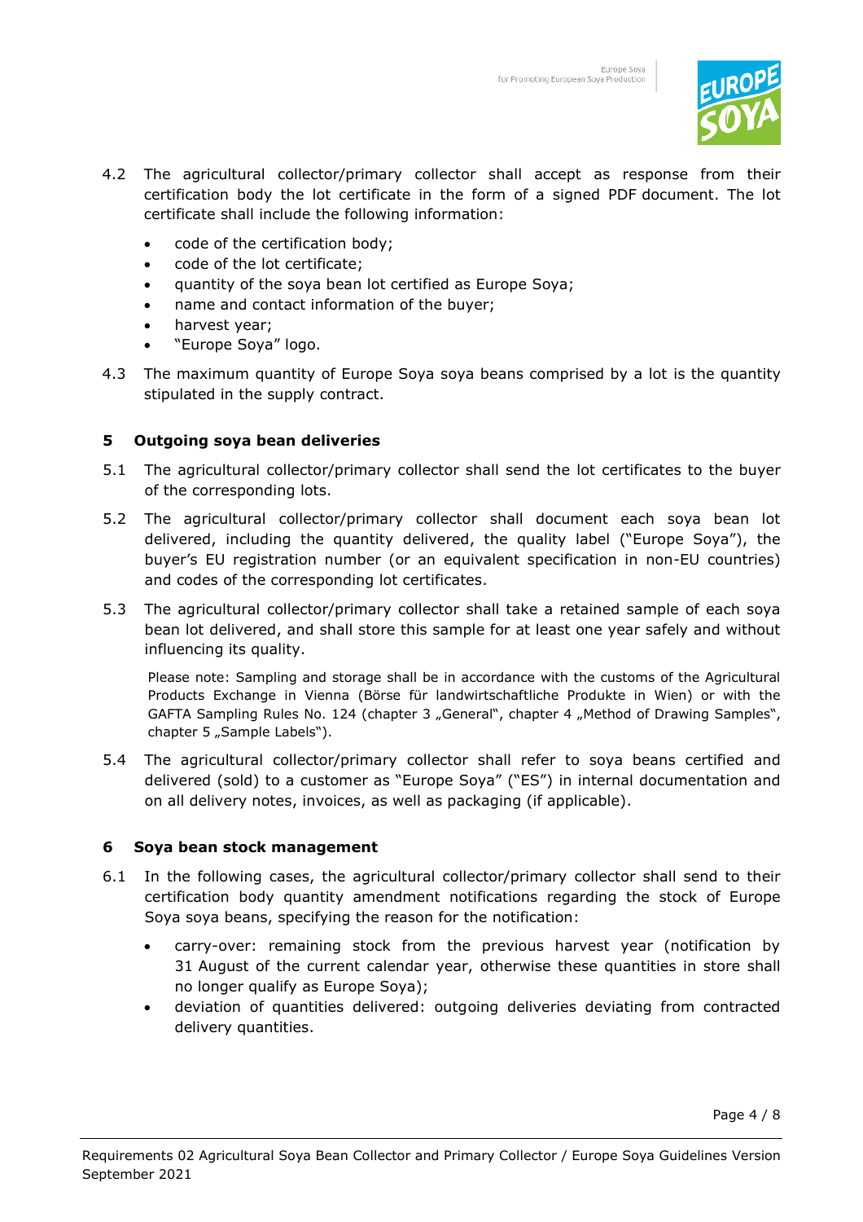4.2 The agricultural collector/primary collector shall accept as response from their certification body the lot certificate in the form of a signed PDF document. The lot certificate shall include the following information:

- code of the certification body;
- code of the lot certificate;
- quantity of the soya bean lot certified as Europe Soya;
- name and contact information of the buyer;
- harvest year;
- "Europe Soya" logo.

4.3 The maximum quantity of Europe Soya soya beans comprised by a lot is the quantity stipulated in the supply contract.

## 5 Outgoing soya bean deliveries

5.1 The agricultural collector/primary collector shall send the lot certificates to the buyer of the corresponding lots.

5.2 The agricultural collector/primary collector shall document each soya bean lot delivered, including the quantity delivered, the quality label ("Europe Soya"), the buyer's EU registration number (or an equivalent specification in non-EU countries) and codes of the corresponding lot certificates.

5.3 The agricultural collector/primary collector shall take a retained sample of each soya bean lot delivered, and shall store this sample for at least one year safely and without influencing its quality.

Please note: Sampling and storage shall be in accordance with the customs of the Agricultural Products Exchange in Vienna (Börse für landwirtschaftliche Produkte in Wien) or with the GAFTA Sampling Rules No. 124 (chapter 3 „General", chapter 4 „Method of Drawing Samples", chapter 5 „Sample Labels").

5.4 The agricultural collector/primary collector shall refer to soya beans certified and delivered (sold) to a customer as "Europe Soya" ("ES") in internal documentation and on all delivery notes, invoices, as well as packaging (if applicable).

## 6 Soya bean stock management

6.1 In the following cases, the agricultural collector/primary collector shall send to their certification body quantity amendment notifications regarding the stock of Europe Soya soya beans, specifying the reason for the notification:

- carry-over: remaining stock from the previous harvest year (notification by 31 August of the current calendar year, otherwise these quantities in store shall no longer qualify as Europe Soya);
- deviation of quantities delivered: outgoing deliveries deviating from contracted delivery quantities.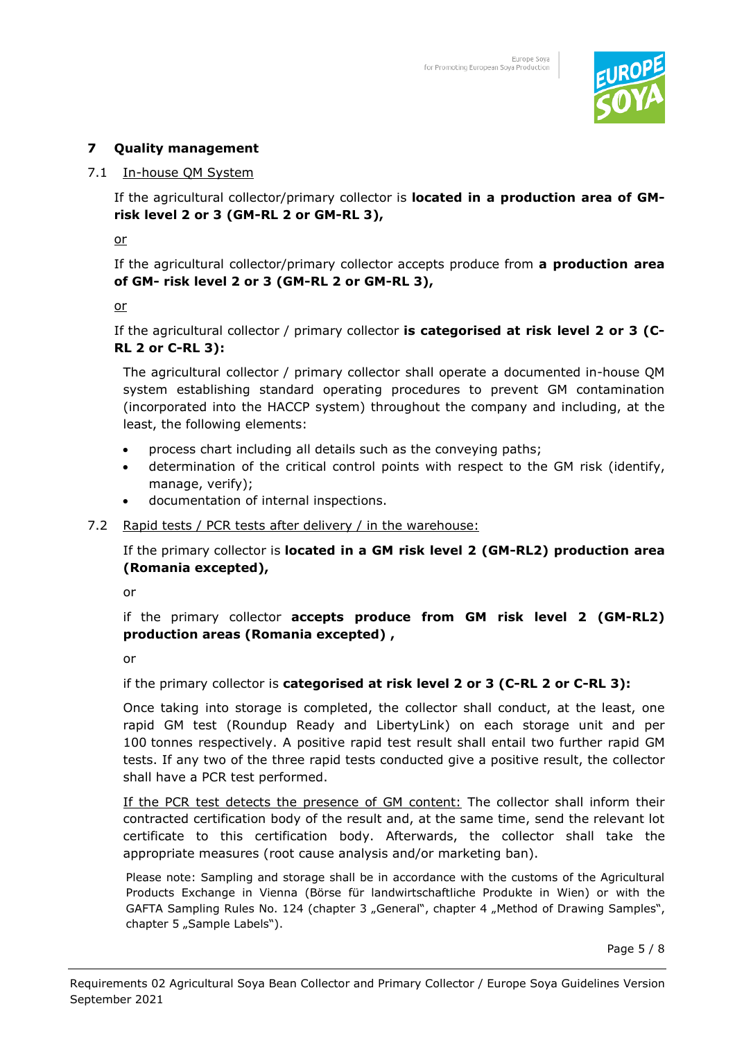## 7 Quality management

### 7.1 In-house QM System

If the agricultural collector/primary collector is **located in a production area of GM-risk level 2 or 3 (GM-RL 2 or GM-RL 3),**

or

If the agricultural collector/primary collector accepts produce from **a production area of GM- risk level 2 or 3 (GM-RL 2 or GM-RL 3),**

or

If the agricultural collector / primary collector **is categorised at risk level 2 or 3 (C-RL 2 or C-RL 3):**

The agricultural collector / primary collector shall operate a documented in-house QM system establishing standard operating procedures to prevent GM contamination (incorporated into the HACCP system) throughout the company and including, at the least, the following elements:

- process chart including all details such as the conveying paths;
- determination of the critical control points with respect to the GM risk (identify, manage, verify);
- documentation of internal inspections.

### 7.2 Rapid tests / PCR tests after delivery / in the warehouse:

If the primary collector is **located in a GM risk level 2 (GM-RL2) production area (Romania excepted),**

or

if the primary collector **accepts produce from GM risk level 2 (GM-RL2) production areas (Romania excepted) ,**

or

if the primary collector is **categorised at risk level 2 or 3 (C-RL 2 or C-RL 3):**

Once taking into storage is completed, the collector shall conduct, at the least, one rapid GM test (Roundup Ready and LibertyLink) on each storage unit and per 100 tonnes respectively. A positive rapid test result shall entail two further rapid GM tests. If any two of the three rapid tests conducted give a positive result, the collector shall have a PCR test performed.

If the PCR test detects the presence of GM content: The collector shall inform their contracted certification body of the result and, at the same time, send the relevant lot certificate to this certification body. Afterwards, the collector shall take the appropriate measures (root cause analysis and/or marketing ban).

Please note: Sampling and storage shall be in accordance with the customs of the Agricultural Products Exchange in Vienna (Börse für landwirtschaftliche Produkte in Wien) or with the GAFTA Sampling Rules No. 124 (chapter 3 „General", chapter 4 „Method of Drawing Samples", chapter 5 „Sample Labels").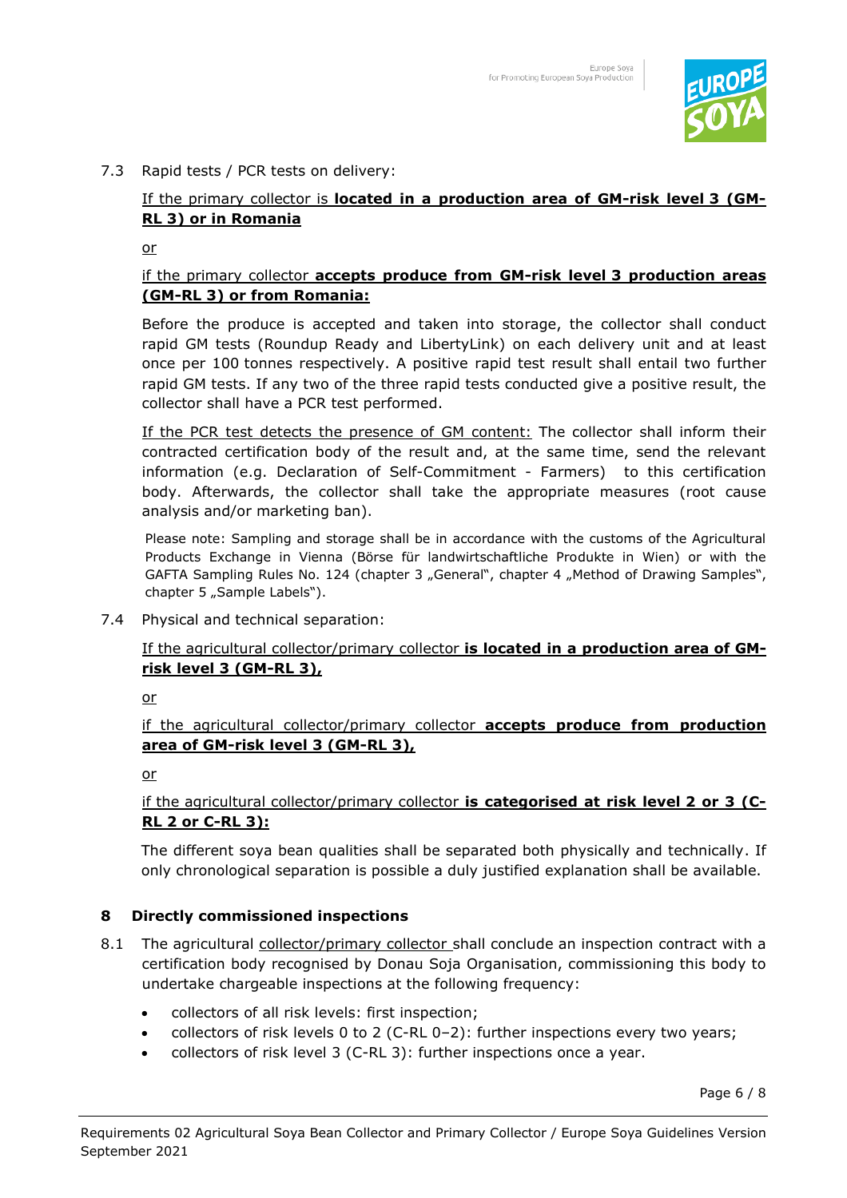7.3 Rapid tests / PCR tests on delivery:

<u>If the primary collector is **located in a production area of GM-risk level 3 (GM-RL 3) or in Romania**</u>

<u>or</u>

<u>if the primary collector **accepts produce from GM-risk level 3 production areas (GM-RL 3) or from Romania:**</u>

Before the produce is accepted and taken into storage, the collector shall conduct rapid GM tests (Roundup Ready and LibertyLink) on each delivery unit and at least once per 100 tonnes respectively. A positive rapid test result shall entail two further rapid GM tests. If any two of the three rapid tests conducted give a positive result, the collector shall have a PCR test performed.

<u>If the PCR test detects the presence of GM content:</u> The collector shall inform their contracted certification body of the result and, at the same time, send the relevant information (e.g. Declaration of Self-Commitment - Farmers) to this certification body. Afterwards, the collector shall take the appropriate measures (root cause analysis and/or marketing ban).

Please note: Sampling and storage shall be in accordance with the customs of the Agricultural Products Exchange in Vienna (Börse für landwirtschaftliche Produkte in Wien) or with the GAFTA Sampling Rules No. 124 (chapter 3 „General", chapter 4 „Method of Drawing Samples", chapter 5 „Sample Labels").

7.4 Physical and technical separation:

<u>If the agricultural collector/primary collector **is located in a production area of GM-risk level 3 (GM-RL 3),**</u>

<u>or</u>

<u>if the agricultural collector/primary collector **accepts produce from production area of GM-risk level 3 (GM-RL 3),**</u>

<u>or</u>

<u>if the agricultural collector/primary collector **is categorised at risk level 2 or 3 (C-RL 2 or C-RL 3):**</u>

The different soya bean qualities shall be separated both physically and technically. If only chronological separation is possible a duly justified explanation shall be available.

## 8 Directly commissioned inspections

8.1 The agricultural <u>collector/primary collector</u> shall conclude an inspection contract with a certification body recognised by Donau Soja Organisation, commissioning this body to undertake chargeable inspections at the following frequency:

- collectors of all risk levels: first inspection;
- collectors of risk levels 0 to 2 (C-RL 0–2): further inspections every two years;
- collectors of risk level 3 (C-RL 3): further inspections once a year.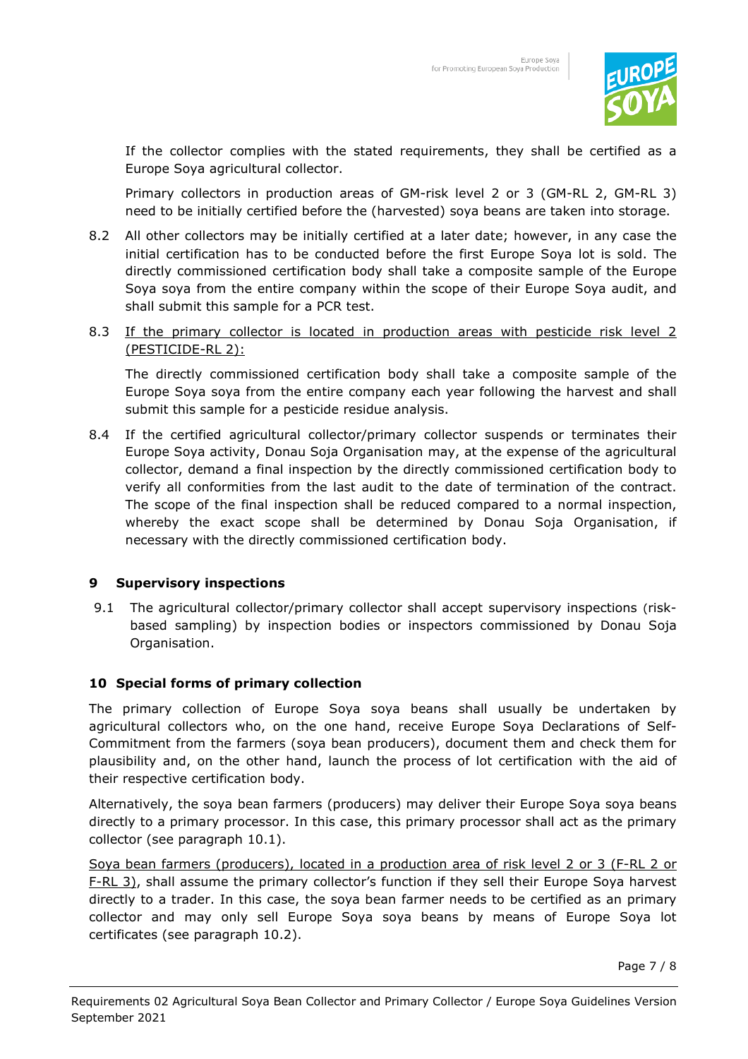If the collector complies with the stated requirements, they shall be certified as a Europe Soya agricultural collector.

Primary collectors in production areas of GM-risk level 2 or 3 (GM-RL 2, GM-RL 3) need to be initially certified before the (harvested) soya beans are taken into storage.

8.2 All other collectors may be initially certified at a later date; however, in any case the initial certification has to be conducted before the first Europe Soya lot is sold. The directly commissioned certification body shall take a composite sample of the Europe Soya soya from the entire company within the scope of their Europe Soya audit, and shall submit this sample for a PCR test.

8.3 If the primary collector is located in production areas with pesticide risk level 2 (PESTICIDE-RL 2):

The directly commissioned certification body shall take a composite sample of the Europe Soya soya from the entire company each year following the harvest and shall submit this sample for a pesticide residue analysis.

8.4 If the certified agricultural collector/primary collector suspends or terminates their Europe Soya activity, Donau Soja Organisation may, at the expense of the agricultural collector, demand a final inspection by the directly commissioned certification body to verify all conformities from the last audit to the date of termination of the contract. The scope of the final inspection shall be reduced compared to a normal inspection, whereby the exact scope shall be determined by Donau Soja Organisation, if necessary with the directly commissioned certification body.

## 9 Supervisory inspections

9.1 The agricultural collector/primary collector shall accept supervisory inspections (risk-based sampling) by inspection bodies or inspectors commissioned by Donau Soja Organisation.

## 10 Special forms of primary collection

The primary collection of Europe Soya soya beans shall usually be undertaken by agricultural collectors who, on the one hand, receive Europe Soya Declarations of Self-Commitment from the farmers (soya bean producers), document them and check them for plausibility and, on the other hand, launch the process of lot certification with the aid of their respective certification body.

Alternatively, the soya bean farmers (producers) may deliver their Europe Soya soya beans directly to a primary processor. In this case, this primary processor shall act as the primary collector (see paragraph 10.1).

Soya bean farmers (producers), located in a production area of risk level 2 or 3 (F-RL 2 or F-RL 3), shall assume the primary collector's function if they sell their Europe Soya harvest directly to a trader. In this case, the soya bean farmer needs to be certified as an primary collector and may only sell Europe Soya soya beans by means of Europe Soya lot certificates (see paragraph 10.2).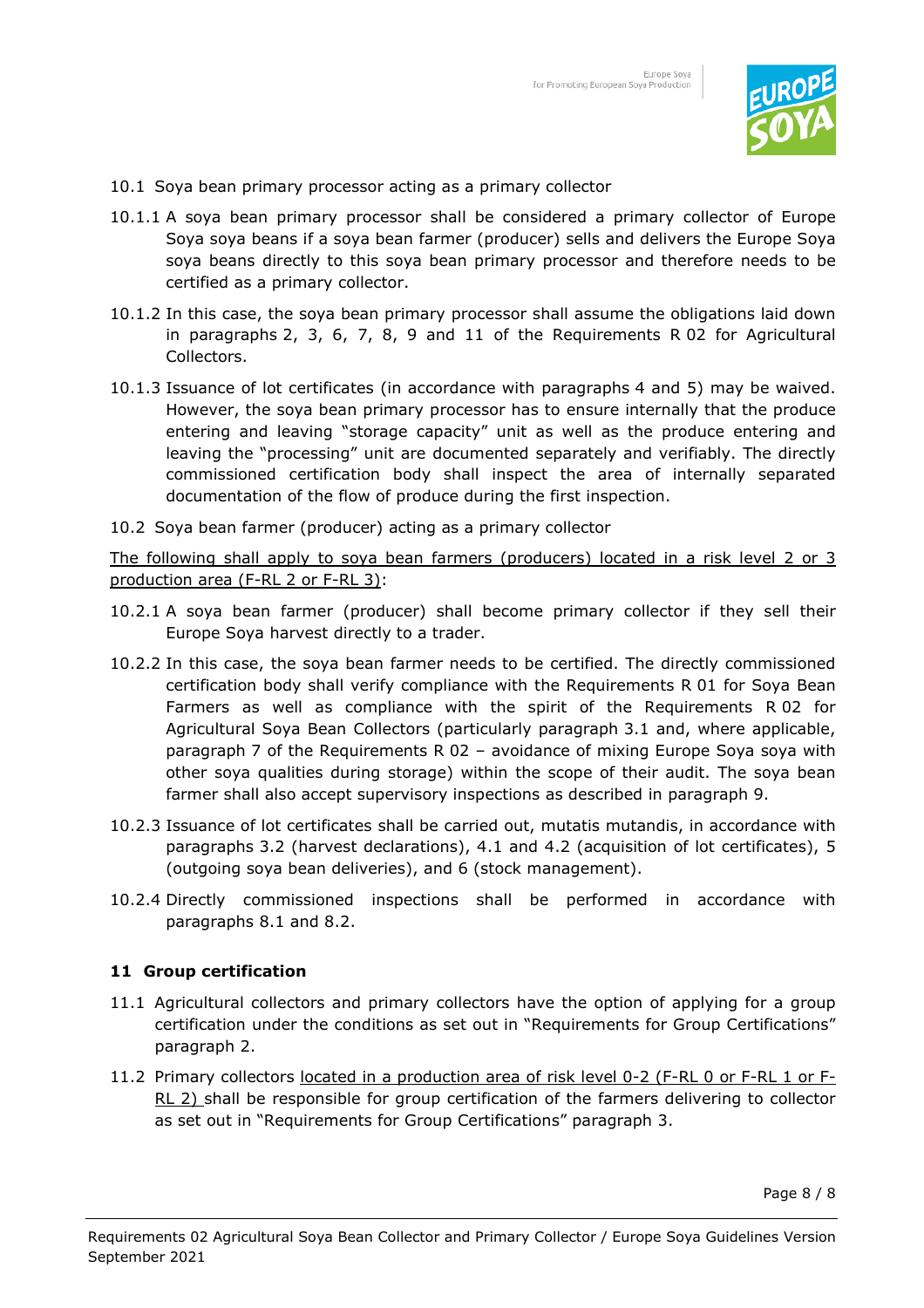10.1 Soya bean primary processor acting as a primary collector

10.1.1 A soya bean primary processor shall be considered a primary collector of Europe Soya soya beans if a soya bean farmer (producer) sells and delivers the Europe Soya soya beans directly to this soya bean primary processor and therefore needs to be certified as a primary collector.

10.1.2 In this case, the soya bean primary processor shall assume the obligations laid down in paragraphs 2, 3, 6, 7, 8, 9 and 11 of the Requirements R 02 for Agricultural Collectors.

10.1.3 Issuance of lot certificates (in accordance with paragraphs 4 and 5) may be waived. However, the soya bean primary processor has to ensure internally that the produce entering and leaving "storage capacity" unit as well as the produce entering and leaving the "processing" unit are documented separately and verifiably. The directly commissioned certification body shall inspect the area of internally separated documentation of the flow of produce during the first inspection.

10.2 Soya bean farmer (producer) acting as a primary collector

<u>The following shall apply to soya bean farmers (producers) located in a risk level 2 or 3 production area (F-RL 2 or F-RL 3)</u>:

10.2.1 A soya bean farmer (producer) shall become primary collector if they sell their Europe Soya harvest directly to a trader.

10.2.2 In this case, the soya bean farmer needs to be certified. The directly commissioned certification body shall verify compliance with the Requirements R 01 for Soya Bean Farmers as well as compliance with the spirit of the Requirements R 02 for Agricultural Soya Bean Collectors (particularly paragraph 3.1 and, where applicable, paragraph 7 of the Requirements R 02 – avoidance of mixing Europe Soya soya with other soya qualities during storage) within the scope of their audit. The soya bean farmer shall also accept supervisory inspections as described in paragraph 9.

10.2.3 Issuance of lot certificates shall be carried out, mutatis mutandis, in accordance with paragraphs 3.2 (harvest declarations), 4.1 and 4.2 (acquisition of lot certificates), 5 (outgoing soya bean deliveries), and 6 (stock management).

10.2.4 Directly commissioned inspections shall be performed in accordance with paragraphs 8.1 and 8.2.

## 11 Group certification

11.1 Agricultural collectors and primary collectors have the option of applying for a group certification under the conditions as set out in "Requirements for Group Certifications" paragraph 2.

11.2 Primary collectors <u>located in a production area of risk level 0-2 (F-RL 0 or F-RL 1 or F-RL 2)</u> shall be responsible for group certification of the farmers delivering to collector as set out in "Requirements for Group Certifications" paragraph 3.